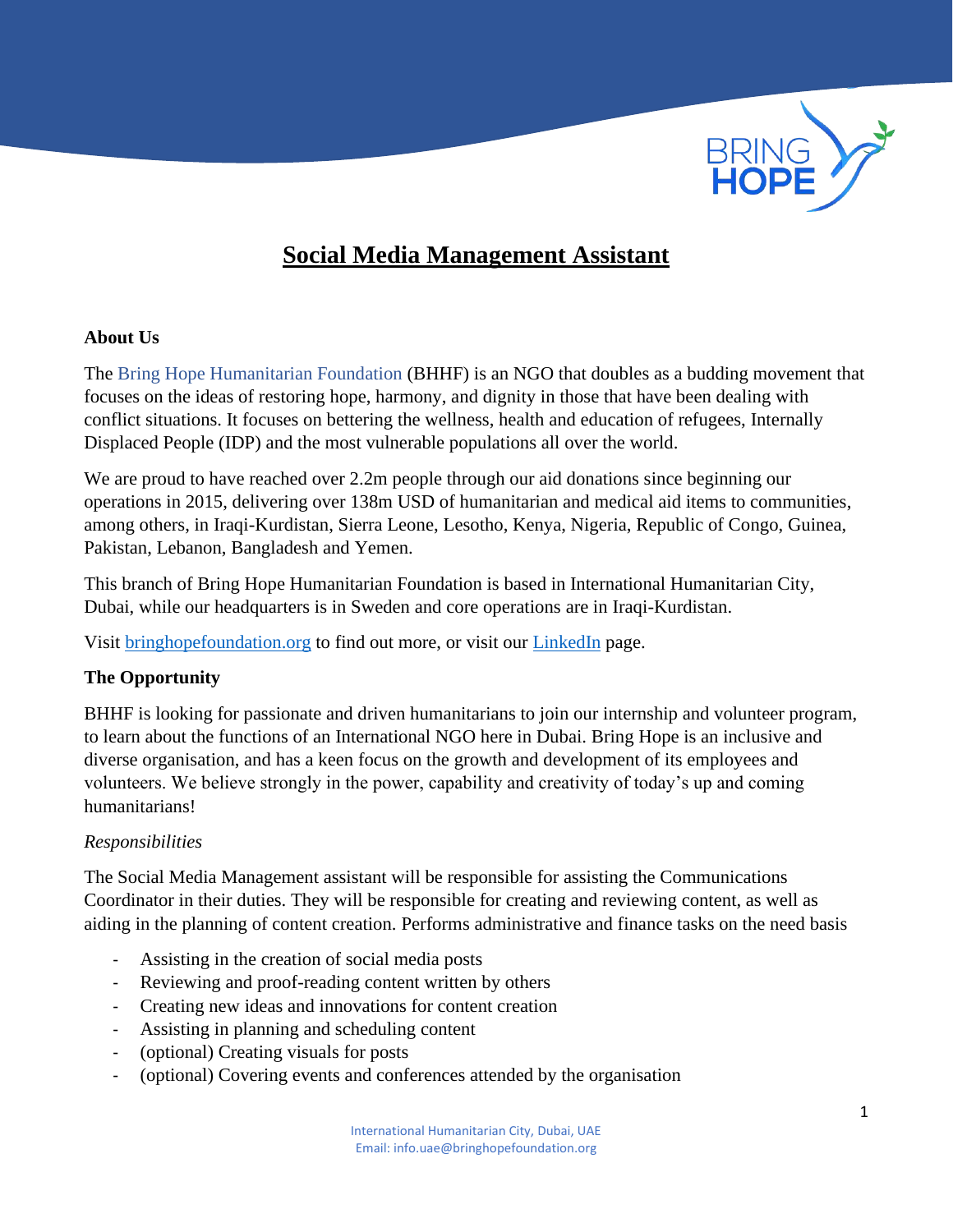# Social Media Management Assistant

## About Us

The Bring Hope Humanitarian Foundation (BHHF) is an NGO that doubles as a budding movement that focuses on the ideas of restoring hope, harmony, and dignity in those that have been dealing with conflict situations. It focuses on bettering the wellness, health and education of refugees, Internally Displaced People (IDP) and the most vulnerable populations all over the world.

We are proud to have reached over 2.2m people through our aid donations since beginning our operations in 2015, delivering over 138m USD of humanitarian and medical aid items to communities, among others, in Iraqi-Kurdistan, Sierra Leone, Lesotho, Kenya, Nigeria, Republic of Congo, Guinea, Pakistan, Lebanon, Bangladesh and Yemen.

This branch of Bring Hope Humanitarian Foundation is based in International Humanitarian City, Dubai, while our headquarters is in Sweden and core operations are in Iraqi-Kurdistan.

Visit bringhopefoundation.org to find out more, or visit our LinkedIn page.

## The Opportunity

BHHF is looking for passionate and driven humanitarians to join our internship and volunteer program, to learn about the functions of an International NGO here in Dubai. Bring Hope is an inclusive and diverse organisation, and has a keen focus on the growth and development of its employees and volunteers. We believe strongly in the power, capability and creativity of today's up and coming humanitarians!

*Responsibilities*

The Social Media Management assistant will be responsible for assisting the Communications Coordinator in their duties. They will be responsible for creating and reviewing content, as well as aiding in the planning of content creation. Performs administrative and finance tasks on the need basis

- Assisting in the creation of social media posts
- Reviewing and proof-reading content written by others
- Creating new ideas and innovations for content creation
- Assisting in planning and scheduling content
- (optional) Creating visuals for posts
- (optional) Covering events and conferences attended by the organisation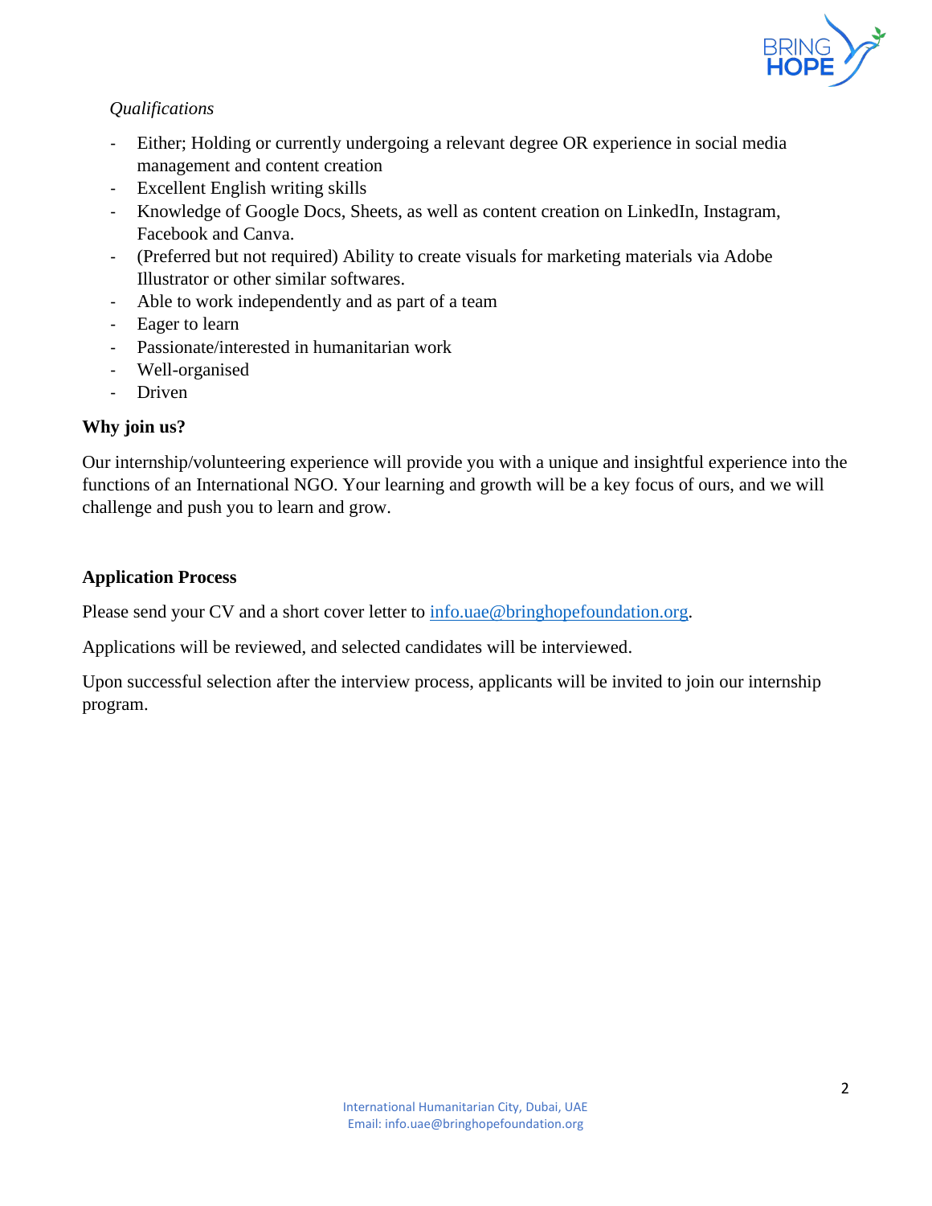*Qualifications*

- Either; Holding or currently undergoing a relevant degree OR experience in social media management and content creation
- Excellent English writing skills
- Knowledge of Google Docs, Sheets, as well as content creation on LinkedIn, Instagram, Facebook and Canva.
- (Preferred but not required) Ability to create visuals for marketing materials via Adobe Illustrator or other similar softwares.
- Able to work independently and as part of a team
- Eager to learn
- Passionate/interested in humanitarian work
- Well-organised
- Driven

**Why join us?**

Our internship/volunteering experience will provide you with a unique and insightful experience into the functions of an International NGO. Your learning and growth will be a key focus of ours, and we will challenge and push you to learn and grow.

**Application Process**

Please send your CV and a short cover letter to info.uae@bringhopefoundation.org.

Applications will be reviewed, and selected candidates will be interviewed.

Upon successful selection after the interview process, applicants will be invited to join our internship program.